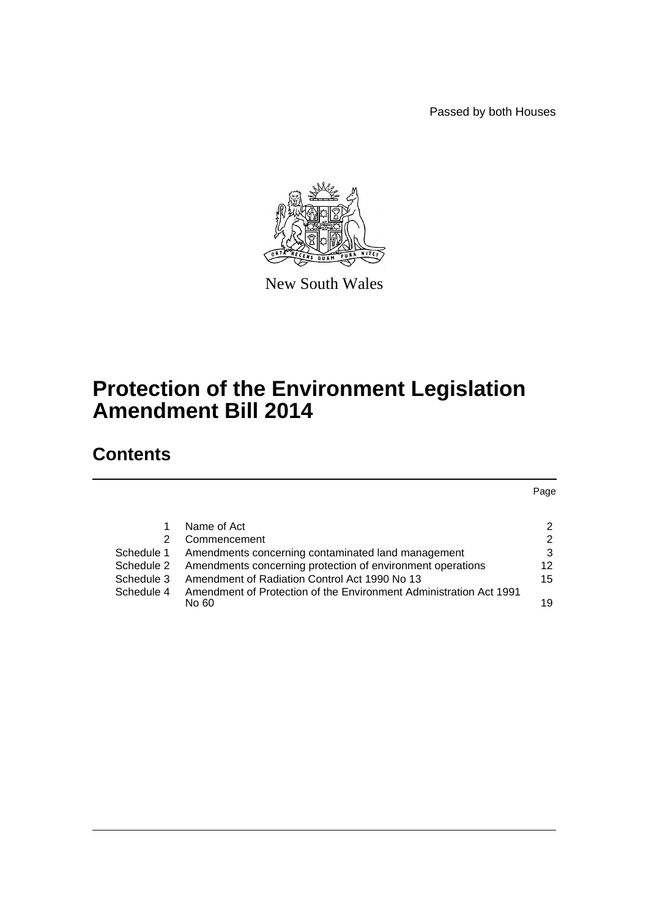Passed by both Houses

New South Wales

# Protection of the Environment Legislation Amendment Bill 2014

## Contents

| | | Page |
|---|---|---|
| 1 | Name of Act | 2 |
| 2 | Commencement | 2 |
| Schedule 1 | Amendments concerning contaminated land management | 3 |
| Schedule 2 | Amendments concerning protection of environment operations | 12 |
| Schedule 3 | Amendment of Radiation Control Act 1990 No 13 | 15 |
| Schedule 4 | Amendment of Protection of the Environment Administration Act 1991 No 60 | 19 |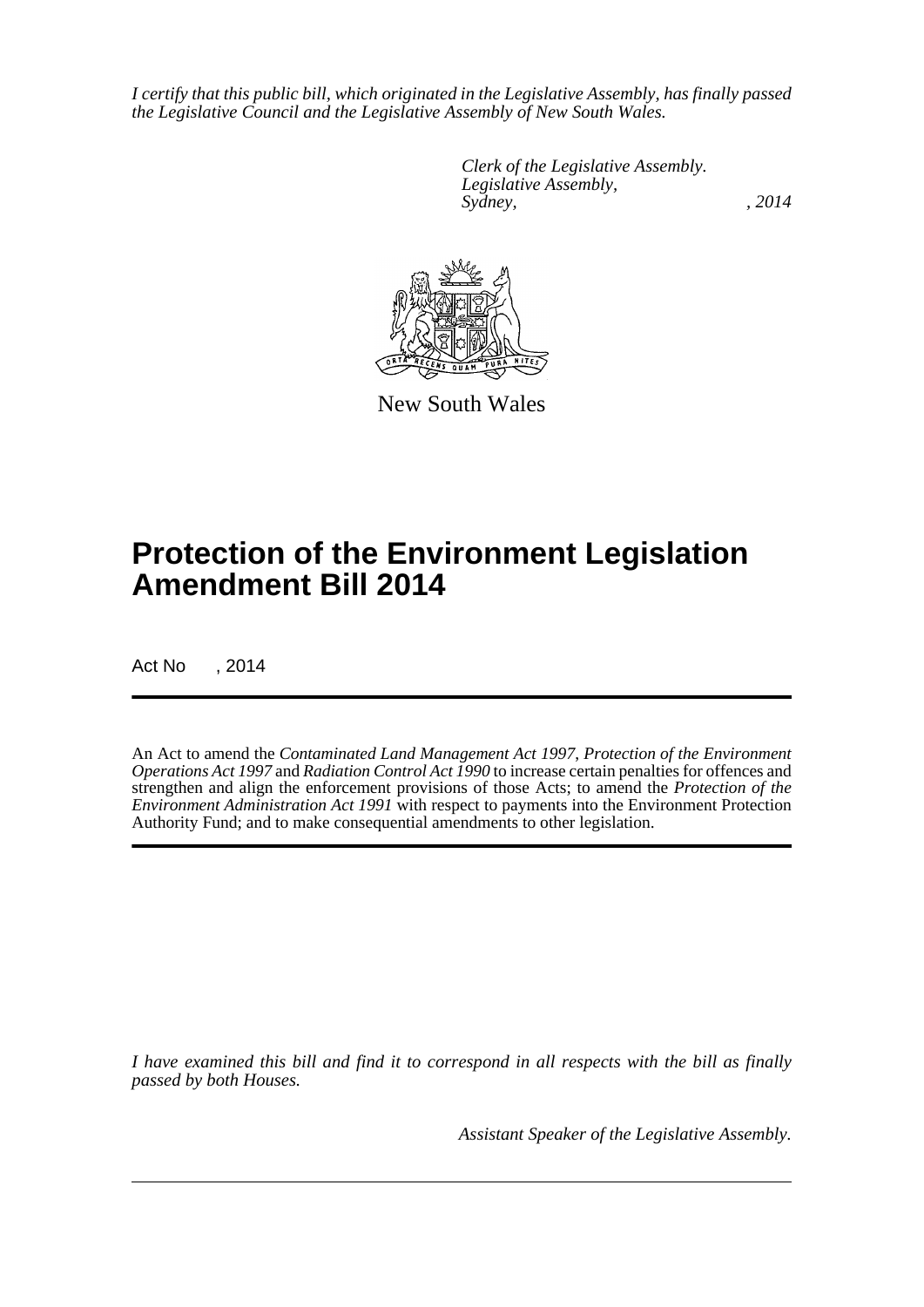*I certify that this public bill, which originated in the Legislative Assembly, has finally passed the Legislative Council and the Legislative Assembly of New South Wales.*

*Clerk of the Legislative Assembly.*
*Legislative Assembly,*
*Sydney, , 2014*

New South Wales

# Protection of the Environment Legislation Amendment Bill 2014

Act No , 2014

An Act to amend the *Contaminated Land Management Act 1997*, *Protection of the Environment Operations Act 1997* and *Radiation Control Act 1990* to increase certain penalties for offences and strengthen and align the enforcement provisions of those Acts; to amend the *Protection of the Environment Administration Act 1991* with respect to payments into the Environment Protection Authority Fund; and to make consequential amendments to other legislation.

*I have examined this bill and find it to correspond in all respects with the bill as finally passed by both Houses.*

*Assistant Speaker of the Legislative Assembly.*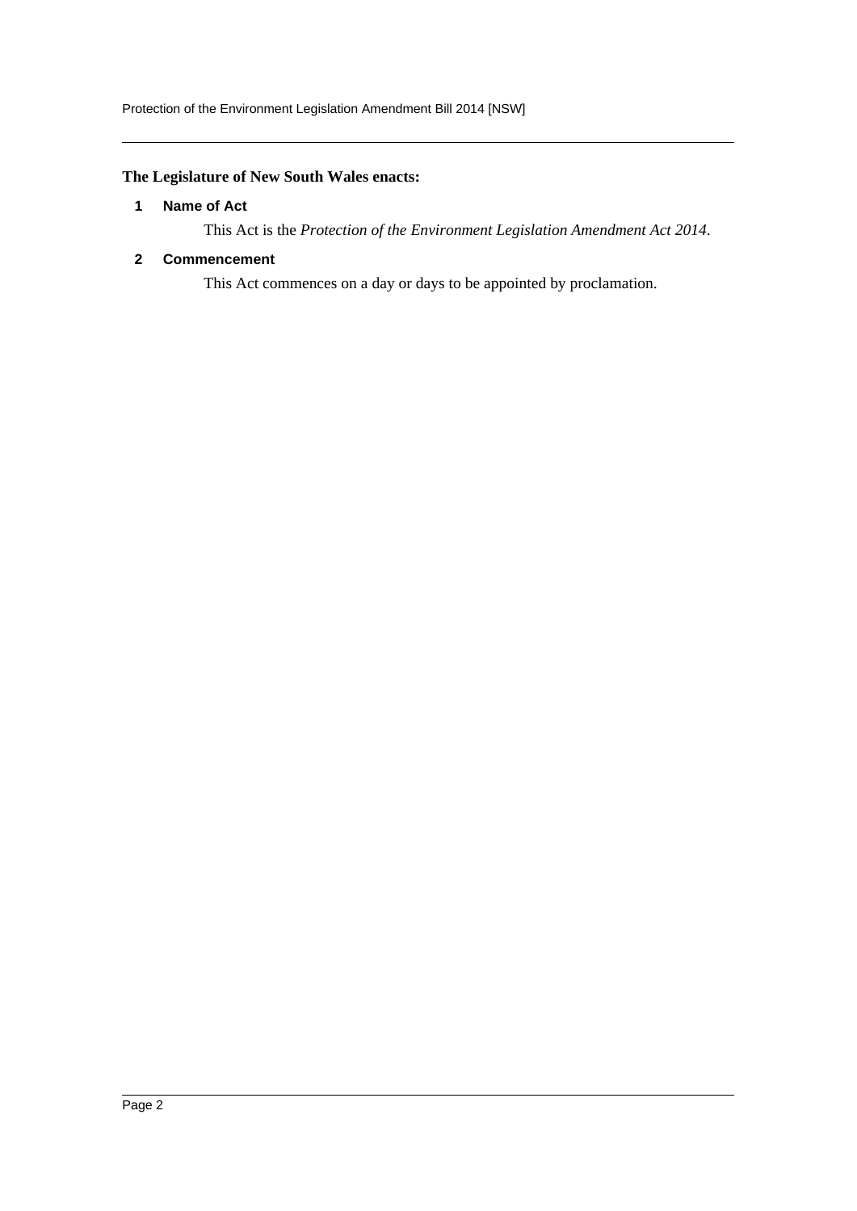**The Legislature of New South Wales enacts:**

### 1 Name of Act

This Act is the *Protection of the Environment Legislation Amendment Act 2014*.

### 2 Commencement

This Act commences on a day or days to be appointed by proclamation.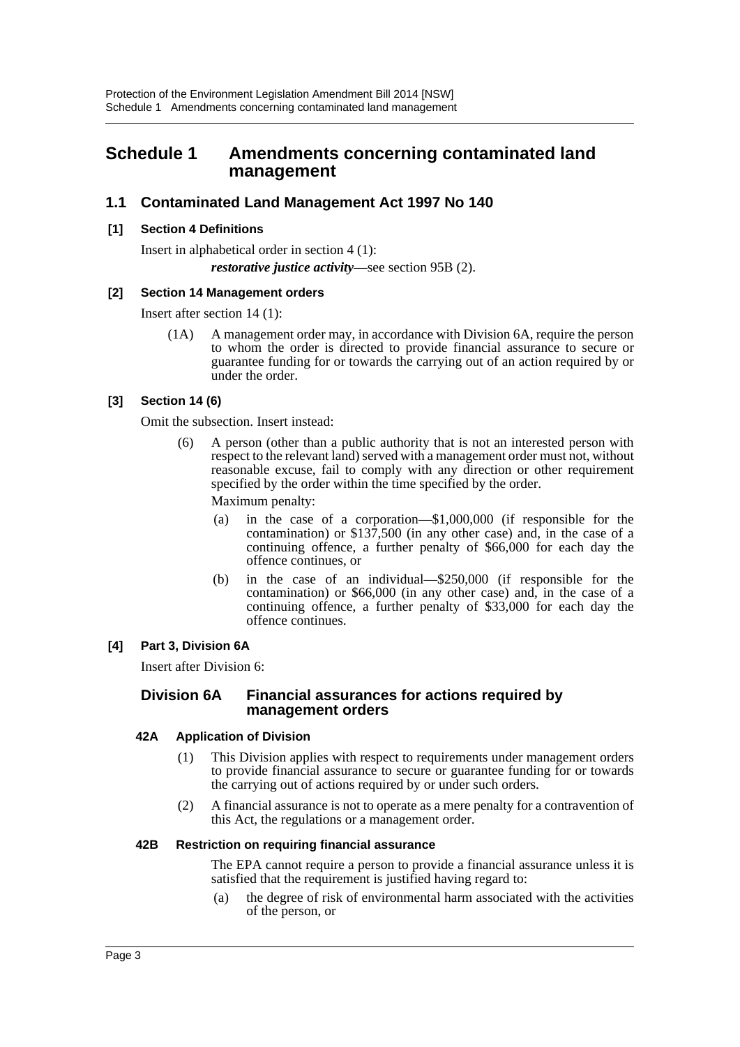# Schedule 1 Amendments concerning contaminated land management

## 1.1 Contaminated Land Management Act 1997 No 140

### [1] Section 4 Definitions

Insert in alphabetical order in section 4 (1):

***restorative justice activity***—see section 95B (2).

### [2] Section 14 Management orders

Insert after section 14 (1):

(1A) A management order may, in accordance with Division 6A, require the person to whom the order is directed to provide financial assurance to secure or guarantee funding for or towards the carrying out of an action required by or under the order.

### [3] Section 14 (6)

Omit the subsection. Insert instead:

(6) A person (other than a public authority that is not an interested person with respect to the relevant land) served with a management order must not, without reasonable excuse, fail to comply with any direction or other requirement specified by the order within the time specified by the order.

Maximum penalty:

(a) in the case of a corporation—$1,000,000 (if responsible for the contamination) or $137,500 (in any other case) and, in the case of a continuing offence, a further penalty of $66,000 for each day the offence continues, or

(b) in the case of an individual—$250,000 (if responsible for the contamination) or $66,000 (in any other case) and, in the case of a continuing offence, a further penalty of $33,000 for each day the offence continues.

### [4] Part 3, Division 6A

Insert after Division 6:

### Division 6A Financial assurances for actions required by management orders

#### 42A Application of Division

(1) This Division applies with respect to requirements under management orders to provide financial assurance to secure or guarantee funding for or towards the carrying out of actions required by or under such orders.

(2) A financial assurance is not to operate as a mere penalty for a contravention of this Act, the regulations or a management order.

#### 42B Restriction on requiring financial assurance

The EPA cannot require a person to provide a financial assurance unless it is satisfied that the requirement is justified having regard to:

(a) the degree of risk of environmental harm associated with the activities of the person, or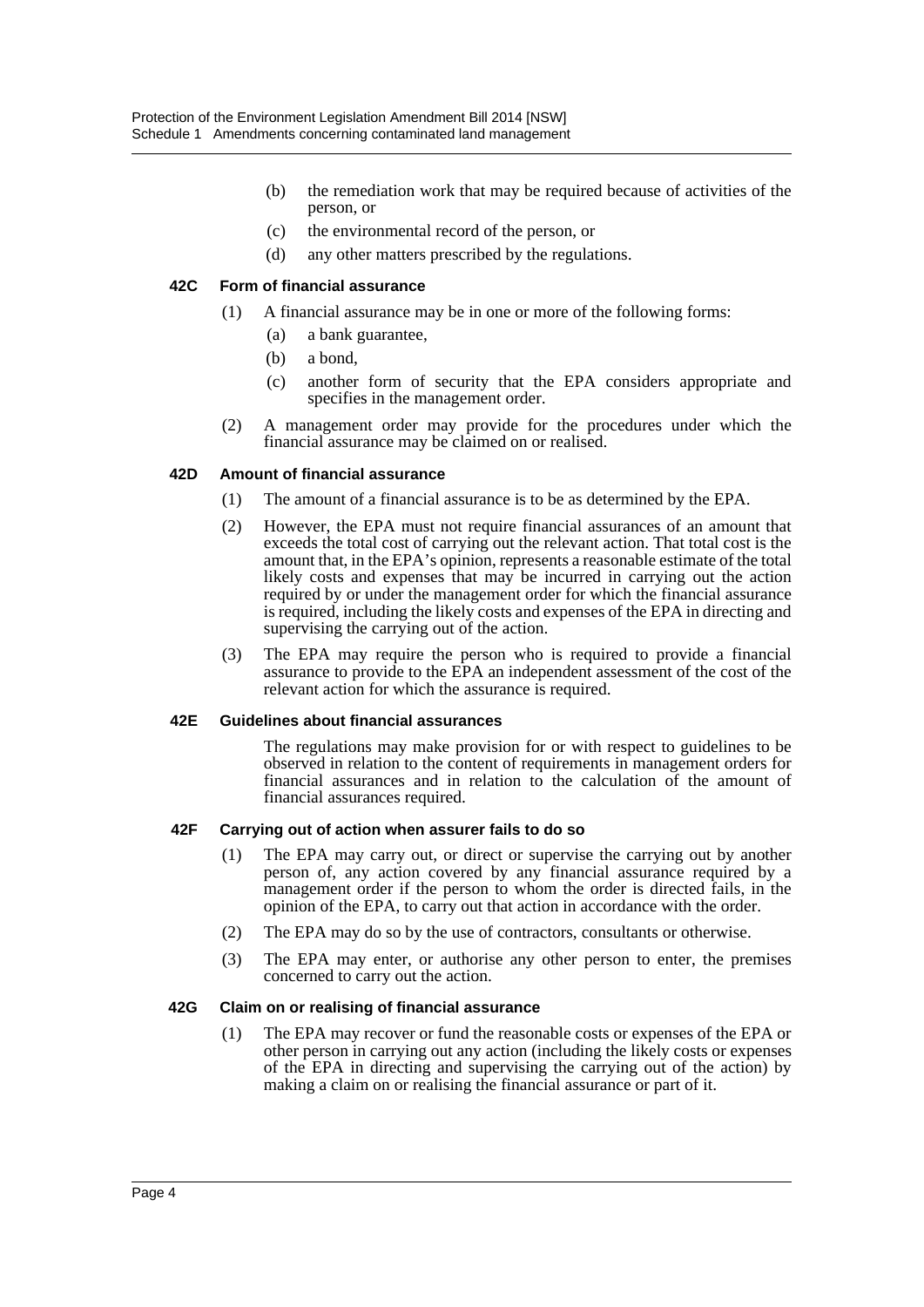(b) the remediation work that may be required because of activities of the person, or

(c) the environmental record of the person, or

(d) any other matters prescribed by the regulations.

#### 42C Form of financial assurance

(1) A financial assurance may be in one or more of the following forms:

(a) a bank guarantee,

(b) a bond,

(c) another form of security that the EPA considers appropriate and specifies in the management order.

(2) A management order may provide for the procedures under which the financial assurance may be claimed on or realised.

#### 42D Amount of financial assurance

(1) The amount of a financial assurance is to be as determined by the EPA.

(2) However, the EPA must not require financial assurances of an amount that exceeds the total cost of carrying out the relevant action. That total cost is the amount that, in the EPA's opinion, represents a reasonable estimate of the total likely costs and expenses that may be incurred in carrying out the action required by or under the management order for which the financial assurance is required, including the likely costs and expenses of the EPA in directing and supervising the carrying out of the action.

(3) The EPA may require the person who is required to provide a financial assurance to provide to the EPA an independent assessment of the cost of the relevant action for which the assurance is required.

#### 42E Guidelines about financial assurances

The regulations may make provision for or with respect to guidelines to be observed in relation to the content of requirements in management orders for financial assurances and in relation to the calculation of the amount of financial assurances required.

#### 42F Carrying out of action when assurer fails to do so

(1) The EPA may carry out, or direct or supervise the carrying out by another person of, any action covered by any financial assurance required by a management order if the person to whom the order is directed fails, in the opinion of the EPA, to carry out that action in accordance with the order.

(2) The EPA may do so by the use of contractors, consultants or otherwise.

(3) The EPA may enter, or authorise any other person to enter, the premises concerned to carry out the action.

#### 42G Claim on or realising of financial assurance

(1) The EPA may recover or fund the reasonable costs or expenses of the EPA or other person in carrying out any action (including the likely costs or expenses of the EPA in directing and supervising the carrying out of the action) by making a claim on or realising the financial assurance or part of it.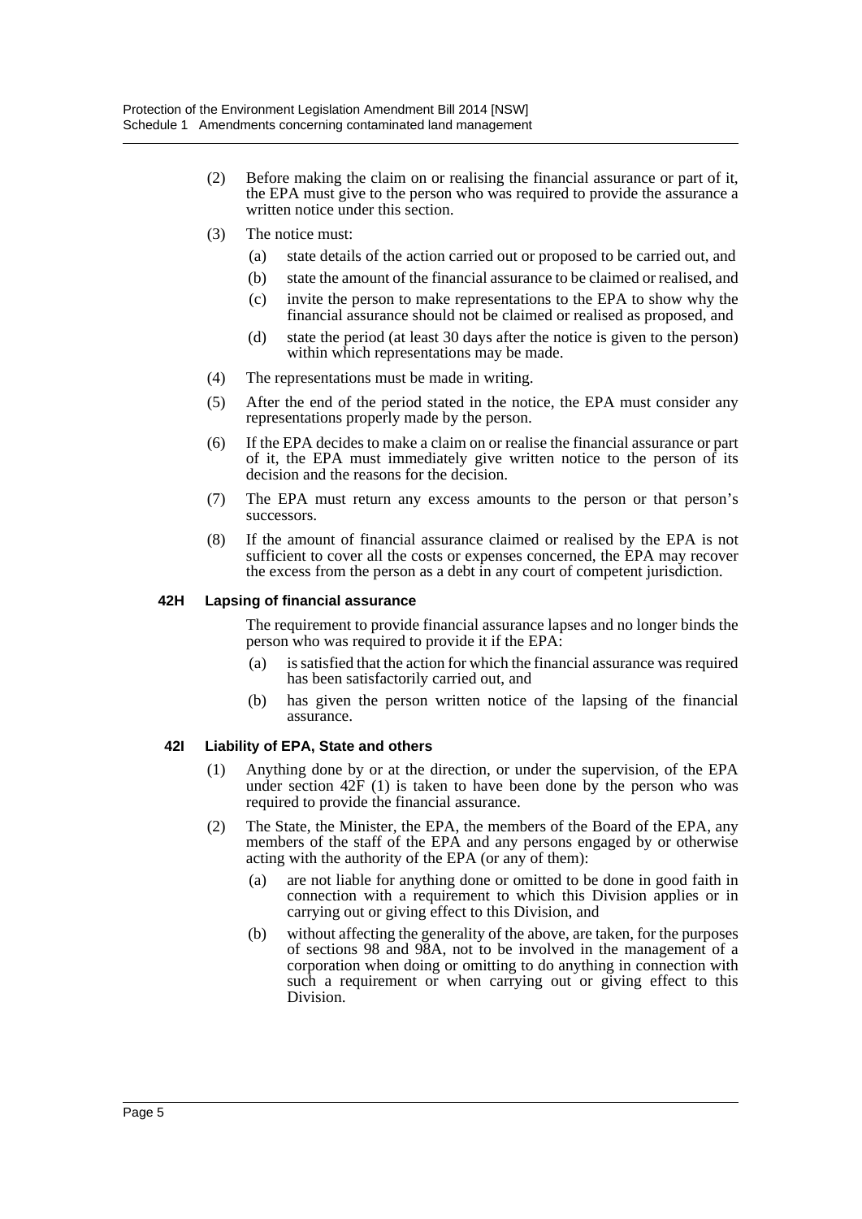(2) Before making the claim on or realising the financial assurance or part of it, the EPA must give to the person who was required to provide the assurance a written notice under this section.

(3) The notice must:

(a) state details of the action carried out or proposed to be carried out, and

(b) state the amount of the financial assurance to be claimed or realised, and

(c) invite the person to make representations to the EPA to show why the financial assurance should not be claimed or realised as proposed, and

(d) state the period (at least 30 days after the notice is given to the person) within which representations may be made.

(4) The representations must be made in writing.

(5) After the end of the period stated in the notice, the EPA must consider any representations properly made by the person.

(6) If the EPA decides to make a claim on or realise the financial assurance or part of it, the EPA must immediately give written notice to the person of its decision and the reasons for the decision.

(7) The EPA must return any excess amounts to the person or that person's successors.

(8) If the amount of financial assurance claimed or realised by the EPA is not sufficient to cover all the costs or expenses concerned, the EPA may recover the excess from the person as a debt in any court of competent jurisdiction.

#### 42H Lapsing of financial assurance

The requirement to provide financial assurance lapses and no longer binds the person who was required to provide it if the EPA:

(a) is satisfied that the action for which the financial assurance was required has been satisfactorily carried out, and

(b) has given the person written notice of the lapsing of the financial assurance.

#### 42I Liability of EPA, State and others

(1) Anything done by or at the direction, or under the supervision, of the EPA under section 42F (1) is taken to have been done by the person who was required to provide the financial assurance.

(2) The State, the Minister, the EPA, the members of the Board of the EPA, any members of the staff of the EPA and any persons engaged by or otherwise acting with the authority of the EPA (or any of them):

(a) are not liable for anything done or omitted to be done in good faith in connection with a requirement to which this Division applies or in carrying out or giving effect to this Division, and

(b) without affecting the generality of the above, are taken, for the purposes of sections 98 and 98A, not to be involved in the management of a corporation when doing or omitting to do anything in connection with such a requirement or when carrying out or giving effect to this Division.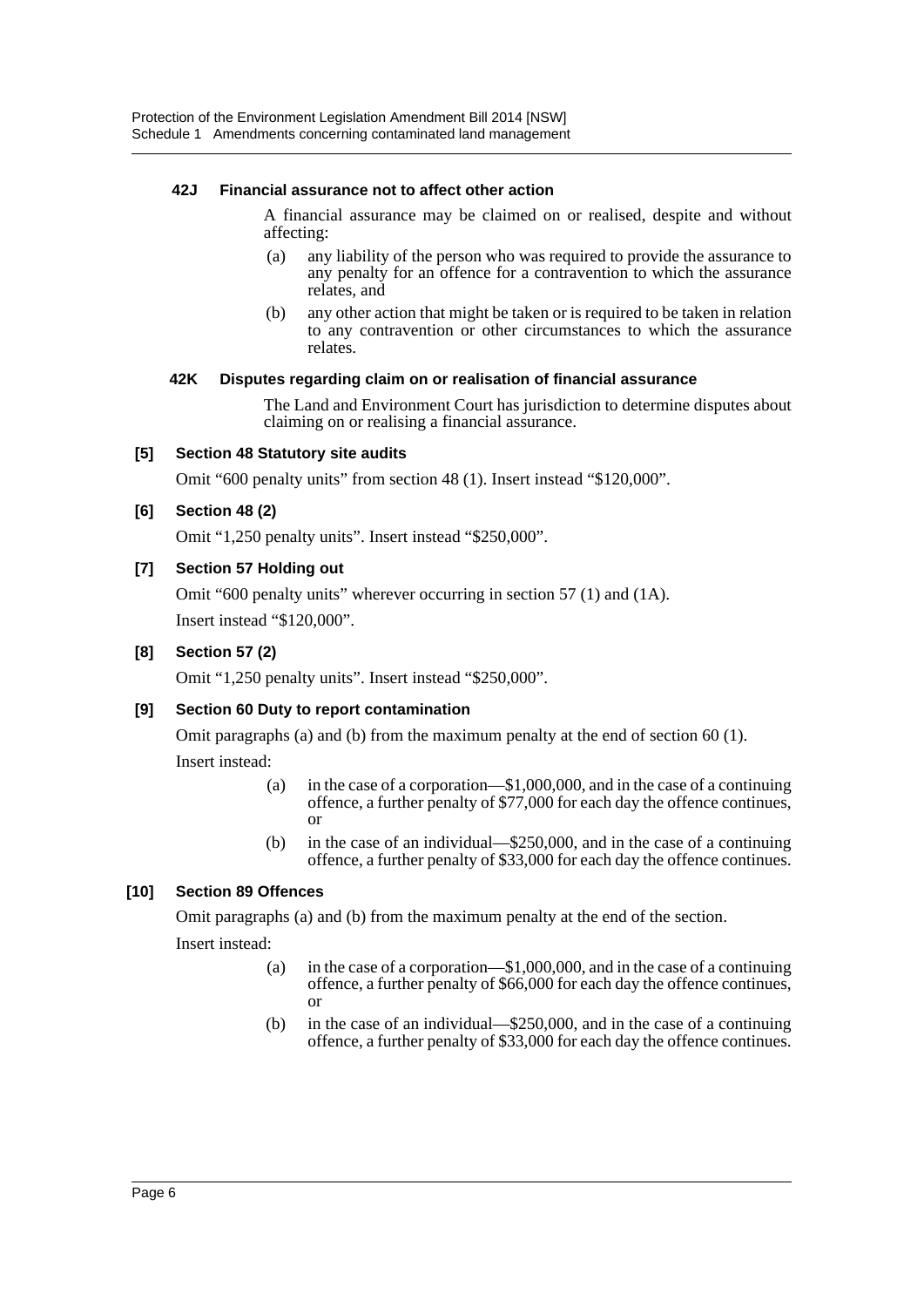#### 42J Financial assurance not to affect other action

A financial assurance may be claimed on or realised, despite and without affecting:

(a) any liability of the person who was required to provide the assurance to any penalty for an offence for a contravention to which the assurance relates, and

(b) any other action that might be taken or is required to be taken in relation to any contravention or other circumstances to which the assurance relates.

#### 42K Disputes regarding claim on or realisation of financial assurance

The Land and Environment Court has jurisdiction to determine disputes about claiming on or realising a financial assurance.

#### [5] Section 48 Statutory site audits

Omit "600 penalty units" from section 48 (1). Insert instead "$120,000".

#### [6] Section 48 (2)

Omit "1,250 penalty units". Insert instead "$250,000".

#### [7] Section 57 Holding out

Omit "600 penalty units" wherever occurring in section 57 (1) and (1A).

Insert instead "$120,000".

#### [8] Section 57 (2)

Omit "1,250 penalty units". Insert instead "$250,000".

#### [9] Section 60 Duty to report contamination

Omit paragraphs (a) and (b) from the maximum penalty at the end of section 60 (1).

Insert instead:

(a) in the case of a corporation—$1,000,000, and in the case of a continuing offence, a further penalty of $77,000 for each day the offence continues, or

(b) in the case of an individual—$250,000, and in the case of a continuing offence, a further penalty of $33,000 for each day the offence continues.

#### [10] Section 89 Offences

Omit paragraphs (a) and (b) from the maximum penalty at the end of the section.

Insert instead:

(a) in the case of a corporation—$1,000,000, and in the case of a continuing offence, a further penalty of $66,000 for each day the offence continues, or

(b) in the case of an individual—$250,000, and in the case of a continuing offence, a further penalty of $33,000 for each day the offence continues.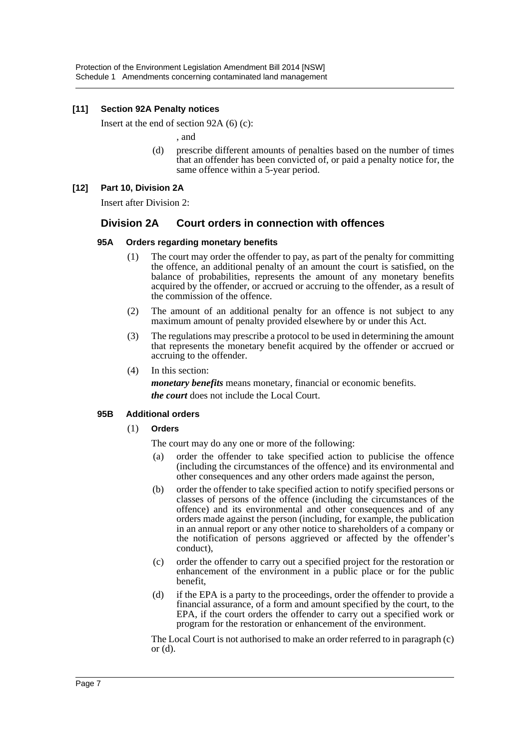**[11] Section 92A Penalty notices**

Insert at the end of section 92A (6) (c):

, and

(d) prescribe different amounts of penalties based on the number of times that an offender has been convicted of, or paid a penalty notice for, the same offence within a 5-year period.

**[12] Part 10, Division 2A**

Insert after Division 2:

## Division 2A Court orders in connection with offences

### 95A Orders regarding monetary benefits

(1) The court may order the offender to pay, as part of the penalty for committing the offence, an additional penalty of an amount the court is satisfied, on the balance of probabilities, represents the amount of any monetary benefits acquired by the offender, or accrued or accruing to the offender, as a result of the commission of the offence.

(2) The amount of an additional penalty for an offence is not subject to any maximum amount of penalty provided elsewhere by or under this Act.

(3) The regulations may prescribe a protocol to be used in determining the amount that represents the monetary benefit acquired by the offender or accrued or accruing to the offender.

(4) In this section:

***monetary benefits*** means monetary, financial or economic benefits.

***the court*** does not include the Local Court.

### 95B Additional orders

(1) **Orders**

The court may do any one or more of the following:

(a) order the offender to take specified action to publicise the offence (including the circumstances of the offence) and its environmental and other consequences and any other orders made against the person,

(b) order the offender to take specified action to notify specified persons or classes of persons of the offence (including the circumstances of the offence) and its environmental and other consequences and of any orders made against the person (including, for example, the publication in an annual report or any other notice to shareholders of a company or the notification of persons aggrieved or affected by the offender's conduct),

(c) order the offender to carry out a specified project for the restoration or enhancement of the environment in a public place or for the public benefit,

(d) if the EPA is a party to the proceedings, order the offender to provide a financial assurance, of a form and amount specified by the court, to the EPA, if the court orders the offender to carry out a specified work or program for the restoration or enhancement of the environment.

The Local Court is not authorised to make an order referred to in paragraph (c) or (d).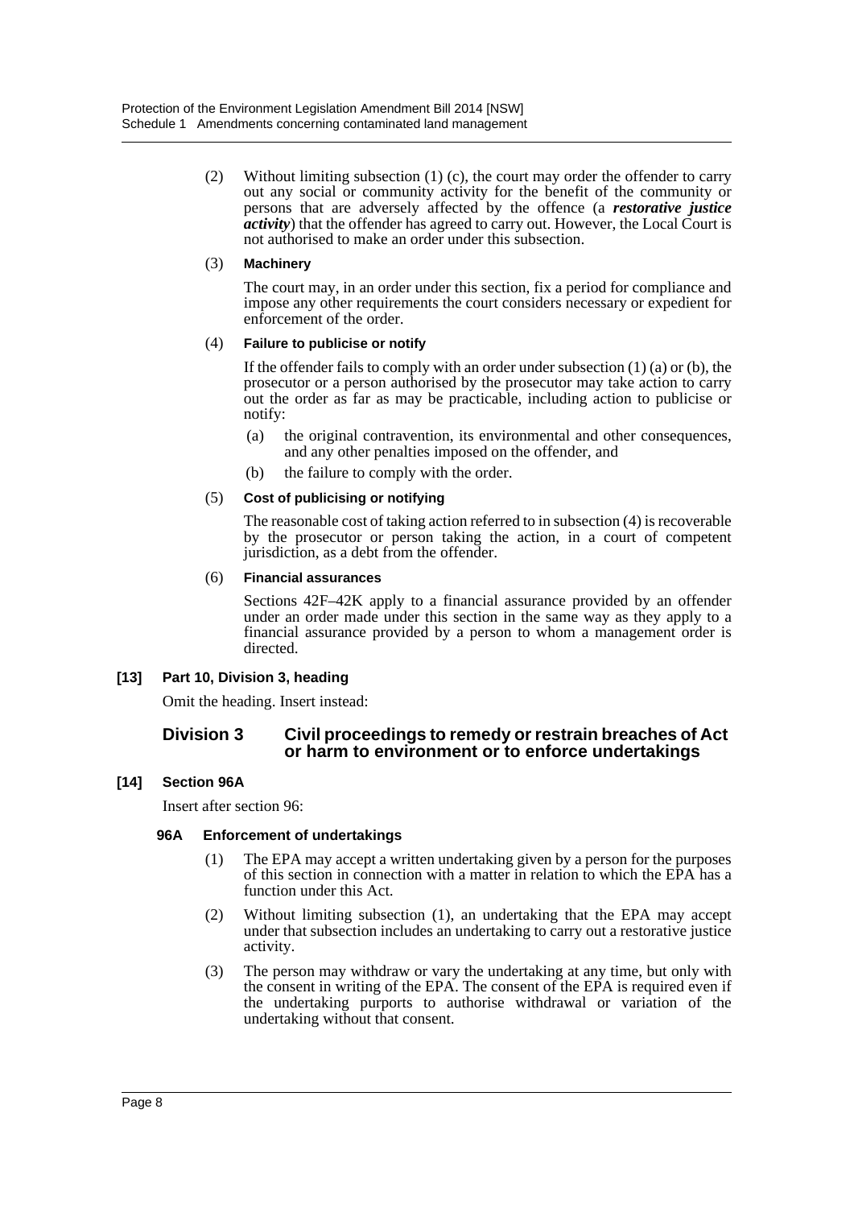(2) Without limiting subsection (1) (c), the court may order the offender to carry out any social or community activity for the benefit of the community or persons that are adversely affected by the offence (a ***restorative justice activity***) that the offender has agreed to carry out. However, the Local Court is not authorised to make an order under this subsection.

(3) **Machinery**

The court may, in an order under this section, fix a period for compliance and impose any other requirements the court considers necessary or expedient for enforcement of the order.

(4) **Failure to publicise or notify**

If the offender fails to comply with an order under subsection (1) (a) or (b), the prosecutor or a person authorised by the prosecutor may take action to carry out the order as far as may be practicable, including action to publicise or notify:

(a) the original contravention, its environmental and other consequences, and any other penalties imposed on the offender, and

(b) the failure to comply with the order.

(5) **Cost of publicising or notifying**

The reasonable cost of taking action referred to in subsection (4) is recoverable by the prosecutor or person taking the action, in a court of competent jurisdiction, as a debt from the offender.

(6) **Financial assurances**

Sections 42F–42K apply to a financial assurance provided by an offender under an order made under this section in the same way as they apply to a financial assurance provided by a person to whom a management order is directed.

**[13] Part 10, Division 3, heading**

Omit the heading. Insert instead:

## Division 3 Civil proceedings to remedy or restrain breaches of Act or harm to environment or to enforce undertakings

**[14] Section 96A**

Insert after section 96:

**96A Enforcement of undertakings**

(1) The EPA may accept a written undertaking given by a person for the purposes of this section in connection with a matter in relation to which the EPA has a function under this Act.

(2) Without limiting subsection (1), an undertaking that the EPA may accept under that subsection includes an undertaking to carry out a restorative justice activity.

(3) The person may withdraw or vary the undertaking at any time, but only with the consent in writing of the EPA. The consent of the EPA is required even if the undertaking purports to authorise withdrawal or variation of the undertaking without that consent.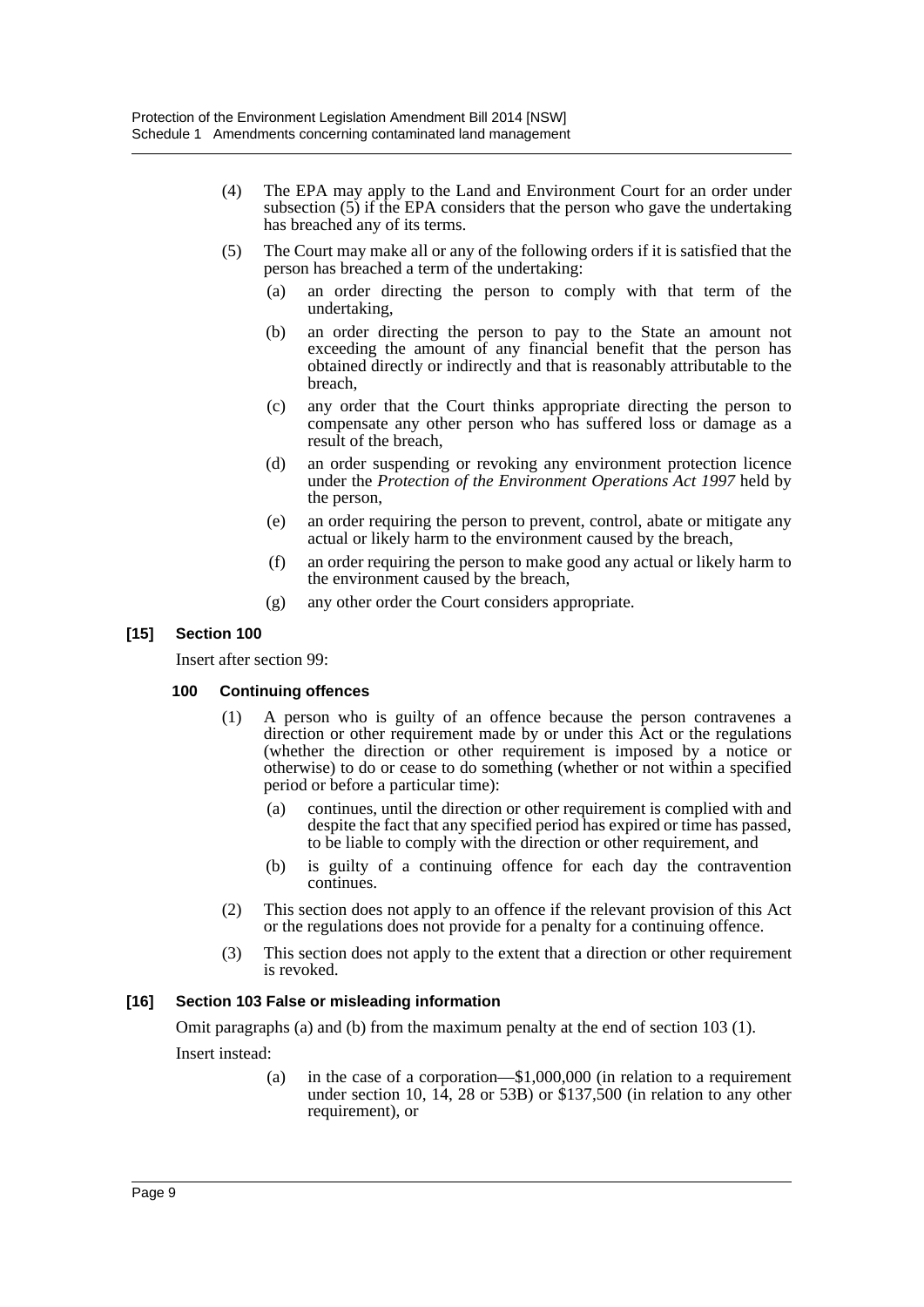(4) The EPA may apply to the Land and Environment Court for an order under subsection (5) if the EPA considers that the person who gave the undertaking has breached any of its terms.

(5) The Court may make all or any of the following orders if it is satisfied that the person has breached a term of the undertaking:

   (a) an order directing the person to comply with that term of the undertaking,

   (b) an order directing the person to pay to the State an amount not exceeding the amount of any financial benefit that the person has obtained directly or indirectly and that is reasonably attributable to the breach,

   (c) any order that the Court thinks appropriate directing the person to compensate any other person who has suffered loss or damage as a result of the breach,

   (d) an order suspending or revoking any environment protection licence under the *Protection of the Environment Operations Act 1997* held by the person,

   (e) an order requiring the person to prevent, control, abate or mitigate any actual or likely harm to the environment caused by the breach,

   (f) an order requiring the person to make good any actual or likely harm to the environment caused by the breach,

   (g) any other order the Court considers appropriate.

### [15] Section 100

Insert after section 99:

#### 100 Continuing offences

(1) A person who is guilty of an offence because the person contravenes a direction or other requirement made by or under this Act or the regulations (whether the direction or other requirement is imposed by a notice or otherwise) to do or cease to do something (whether or not within a specified period or before a particular time):

   (a) continues, until the direction or other requirement is complied with and despite the fact that any specified period has expired or time has passed, to be liable to comply with the direction or other requirement, and

   (b) is guilty of a continuing offence for each day the contravention continues.

(2) This section does not apply to an offence if the relevant provision of this Act or the regulations does not provide for a penalty for a continuing offence.

(3) This section does not apply to the extent that a direction or other requirement is revoked.

### [16] Section 103 False or misleading information

Omit paragraphs (a) and (b) from the maximum penalty at the end of section 103 (1).

Insert instead:

   (a) in the case of a corporation—$1,000,000 (in relation to a requirement under section 10, 14, 28 or 53B) or $137,500 (in relation to any other requirement), or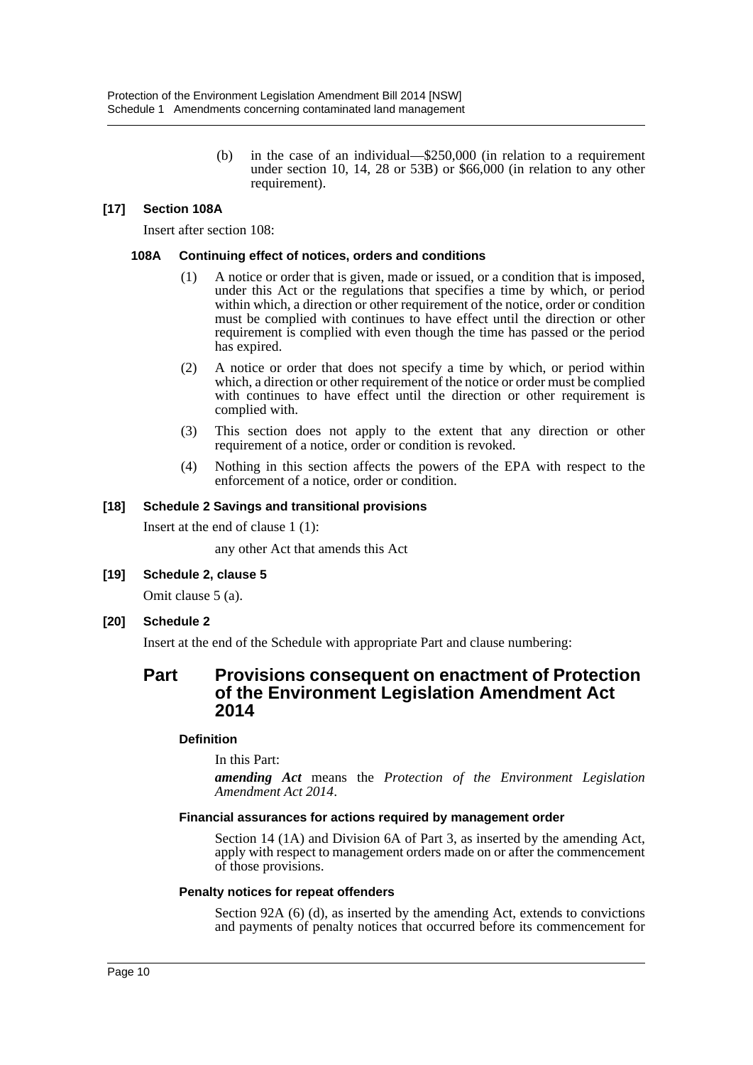(b) in the case of an individual—$250,000 (in relation to a requirement under section 10, 14, 28 or 53B) or $66,000 (in relation to any other requirement).

#### [17] Section 108A

Insert after section 108:

##### 108A Continuing effect of notices, orders and conditions

(1) A notice or order that is given, made or issued, or a condition that is imposed, under this Act or the regulations that specifies a time by which, or period within which, a direction or other requirement of the notice, order or condition must be complied with continues to have effect until the direction or other requirement is complied with even though the time has passed or the period has expired.

(2) A notice or order that does not specify a time by which, or period within which, a direction or other requirement of the notice or order must be complied with continues to have effect until the direction or other requirement is complied with.

(3) This section does not apply to the extent that any direction or other requirement of a notice, order or condition is revoked.

(4) Nothing in this section affects the powers of the EPA with respect to the enforcement of a notice, order or condition.

#### [18] Schedule 2 Savings and transitional provisions

Insert at the end of clause 1 (1):

any other Act that amends this Act

#### [19] Schedule 2, clause 5

Omit clause 5 (a).

#### [20] Schedule 2

Insert at the end of the Schedule with appropriate Part and clause numbering:

## Part Provisions consequent on enactment of Protection of the Environment Legislation Amendment Act 2014

##### Definition

In this Part:

***amending Act*** means the *Protection of the Environment Legislation Amendment Act 2014*.

##### Financial assurances for actions required by management order

Section 14 (1A) and Division 6A of Part 3, as inserted by the amending Act, apply with respect to management orders made on or after the commencement of those provisions.

##### Penalty notices for repeat offenders

Section 92A (6) (d), as inserted by the amending Act, extends to convictions and payments of penalty notices that occurred before its commencement for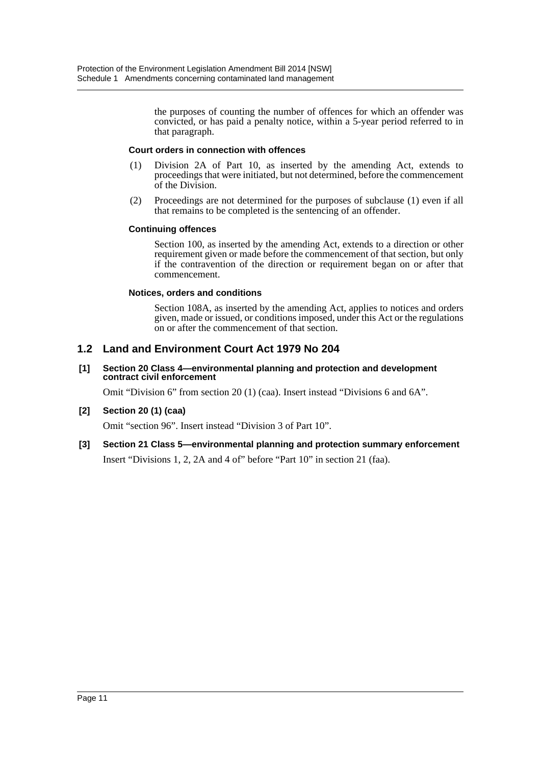the purposes of counting the number of offences for which an offender was convicted, or has paid a penalty notice, within a 5-year period referred to in that paragraph.

**Court orders in connection with offences**

(1) Division 2A of Part 10, as inserted by the amending Act, extends to proceedings that were initiated, but not determined, before the commencement of the Division.

(2) Proceedings are not determined for the purposes of subclause (1) even if all that remains to be completed is the sentencing of an offender.

**Continuing offences**

Section 100, as inserted by the amending Act, extends to a direction or other requirement given or made before the commencement of that section, but only if the contravention of the direction or requirement began on or after that commencement.

**Notices, orders and conditions**

Section 108A, as inserted by the amending Act, applies to notices and orders given, made or issued, or conditions imposed, under this Act or the regulations on or after the commencement of that section.

## 1.2 Land and Environment Court Act 1979 No 204

**[1] Section 20 Class 4—environmental planning and protection and development contract civil enforcement**

Omit "Division 6" from section 20 (1) (caa). Insert instead "Divisions 6 and 6A".

**[2] Section 20 (1) (caa)**

Omit "section 96". Insert instead "Division 3 of Part 10".

**[3] Section 21 Class 5—environmental planning and protection summary enforcement**

Insert "Divisions 1, 2, 2A and 4 of" before "Part 10" in section 21 (faa).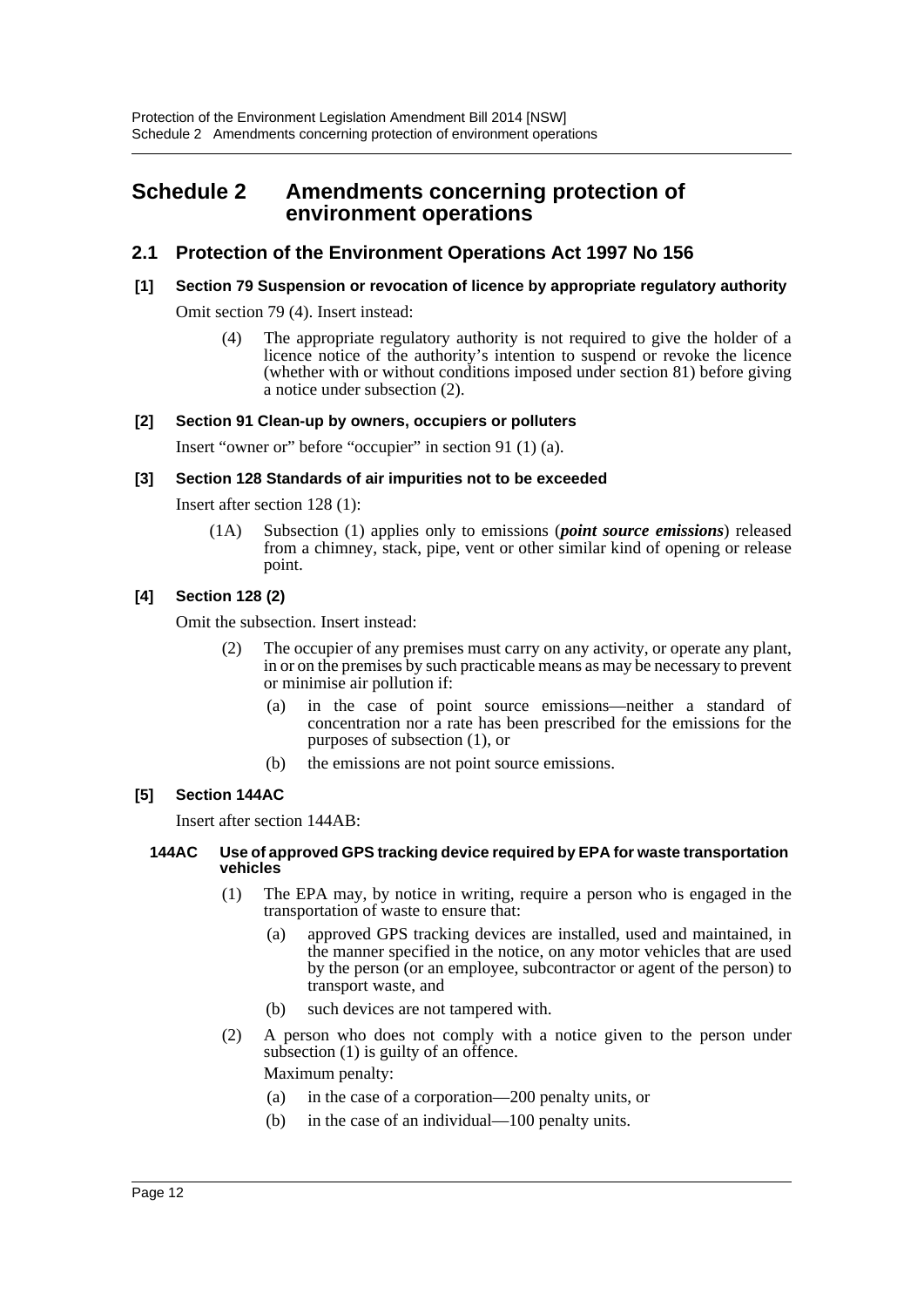# Schedule 2 Amendments concerning protection of environment operations

## 2.1 Protection of the Environment Operations Act 1997 No 156

### [1] Section 79 Suspension or revocation of licence by appropriate regulatory authority

Omit section 79 (4). Insert instead:

> (4) The appropriate regulatory authority is not required to give the holder of a licence notice of the authority's intention to suspend or revoke the licence (whether with or without conditions imposed under section 81) before giving a notice under subsection (2).

### [2] Section 91 Clean-up by owners, occupiers or polluters

Insert "owner or" before "occupier" in section 91 (1) (a).

### [3] Section 128 Standards of air impurities not to be exceeded

Insert after section 128 (1):

> (1A) Subsection (1) applies only to emissions (***point source emissions***) released from a chimney, stack, pipe, vent or other similar kind of opening or release point.

### [4] Section 128 (2)

Omit the subsection. Insert instead:

> (2) The occupier of any premises must carry on any activity, or operate any plant, in or on the premises by such practicable means as may be necessary to prevent or minimise air pollution if:
>
> (a) in the case of point source emissions—neither a standard of concentration nor a rate has been prescribed for the emissions for the purposes of subsection (1), or
>
> (b) the emissions are not point source emissions.

### [5] Section 144AC

Insert after section 144AB:

#### 144AC Use of approved GPS tracking device required by EPA for waste transportation vehicles

> (1) The EPA may, by notice in writing, require a person who is engaged in the transportation of waste to ensure that:
>
> (a) approved GPS tracking devices are installed, used and maintained, in the manner specified in the notice, on any motor vehicles that are used by the person (or an employee, subcontractor or agent of the person) to transport waste, and
>
> (b) such devices are not tampered with.
>
> (2) A person who does not comply with a notice given to the person under subsection (1) is guilty of an offence.
>
> Maximum penalty:
>
> (a) in the case of a corporation—200 penalty units, or
>
> (b) in the case of an individual—100 penalty units.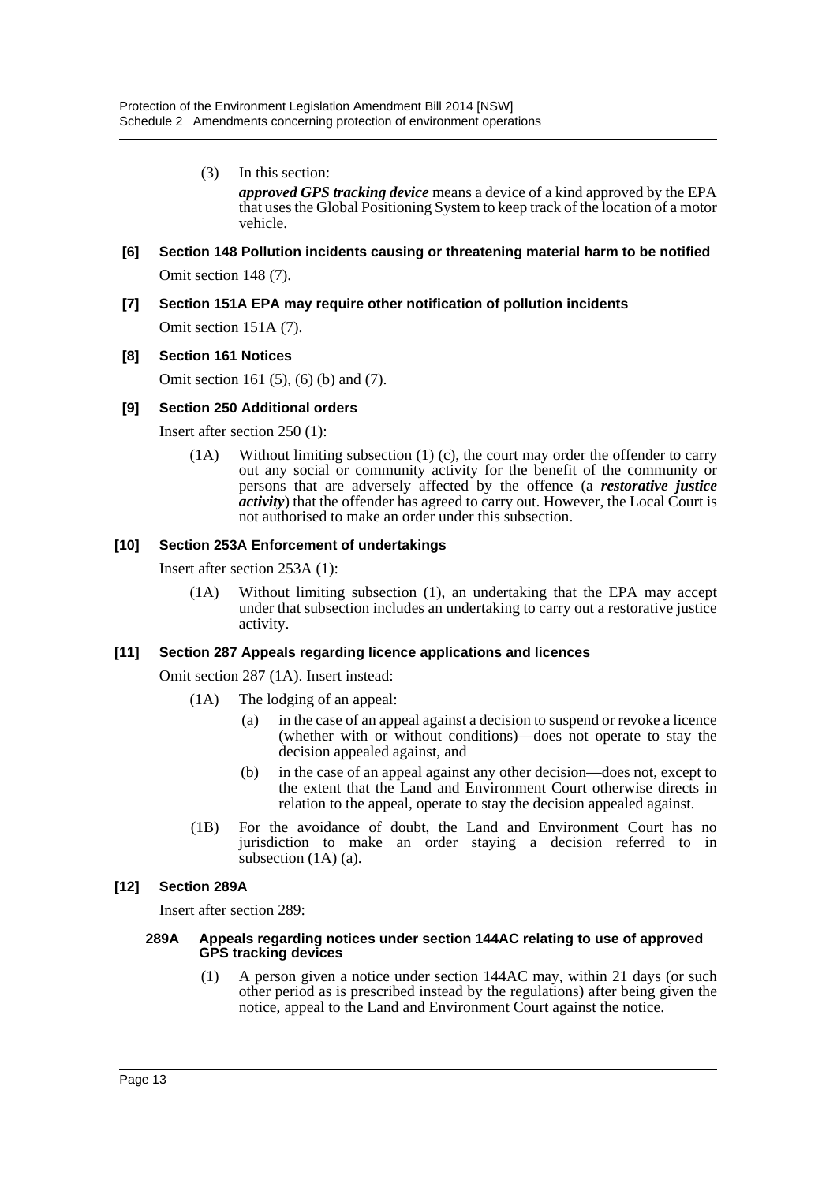(3) In this section:

***approved GPS tracking device*** means a device of a kind approved by the EPA that uses the Global Positioning System to keep track of the location of a motor vehicle.

**[6] Section 148 Pollution incidents causing or threatening material harm to be notified**

Omit section 148 (7).

**[7] Section 151A EPA may require other notification of pollution incidents**

Omit section 151A (7).

**[8] Section 161 Notices**

Omit section 161 (5), (6) (b) and (7).

**[9] Section 250 Additional orders**

Insert after section 250 (1):

(1A) Without limiting subsection (1) (c), the court may order the offender to carry out any social or community activity for the benefit of the community or persons that are adversely affected by the offence (a ***restorative justice activity***) that the offender has agreed to carry out. However, the Local Court is not authorised to make an order under this subsection.

**[10] Section 253A Enforcement of undertakings**

Insert after section 253A (1):

(1A) Without limiting subsection (1), an undertaking that the EPA may accept under that subsection includes an undertaking to carry out a restorative justice activity.

**[11] Section 287 Appeals regarding licence applications and licences**

Omit section 287 (1A). Insert instead:

(1A) The lodging of an appeal:

- (a) in the case of an appeal against a decision to suspend or revoke a licence (whether with or without conditions)—does not operate to stay the decision appealed against, and
- (b) in the case of an appeal against any other decision—does not, except to the extent that the Land and Environment Court otherwise directs in relation to the appeal, operate to stay the decision appealed against.

(1B) For the avoidance of doubt, the Land and Environment Court has no jurisdiction to make an order staying a decision referred to in subsection (1A) (a).

**[12] Section 289A**

Insert after section 289:

**289A Appeals regarding notices under section 144AC relating to use of approved GPS tracking devices**

(1) A person given a notice under section 144AC may, within 21 days (or such other period as is prescribed instead by the regulations) after being given the notice, appeal to the Land and Environment Court against the notice.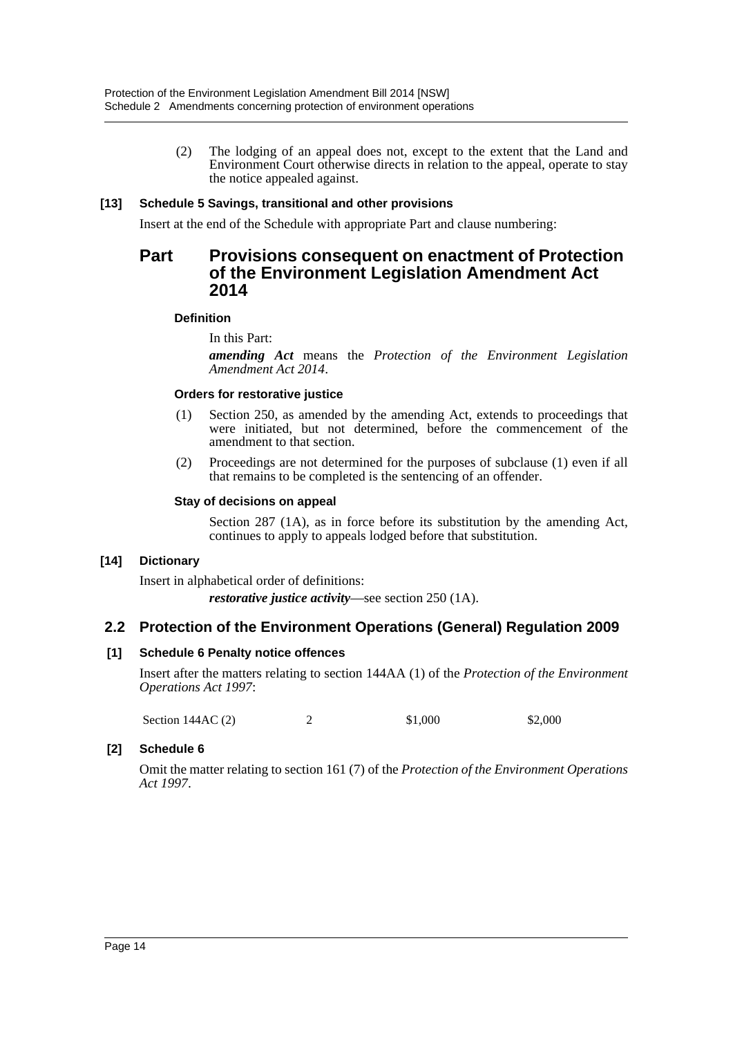(2) The lodging of an appeal does not, except to the extent that the Land and Environment Court otherwise directs in relation to the appeal, operate to stay the notice appealed against.

**[13] Schedule 5 Savings, transitional and other provisions**

Insert at the end of the Schedule with appropriate Part and clause numbering:

## Part Provisions consequent on enactment of Protection of the Environment Legislation Amendment Act 2014

**Definition**

In this Part:

***amending Act*** means the *Protection of the Environment Legislation Amendment Act 2014*.

**Orders for restorative justice**

(1) Section 250, as amended by the amending Act, extends to proceedings that were initiated, but not determined, before the commencement of the amendment to that section.

(2) Proceedings are not determined for the purposes of subclause (1) even if all that remains to be completed is the sentencing of an offender.

**Stay of decisions on appeal**

Section 287 (1A), as in force before its substitution by the amending Act, continues to apply to appeals lodged before that substitution.

**[14] Dictionary**

Insert in alphabetical order of definitions:

***restorative justice activity***—see section 250 (1A).

### 2.2 Protection of the Environment Operations (General) Regulation 2009

**[1] Schedule 6 Penalty notice offences**

Insert after the matters relating to section 144AA (1) of the *Protection of the Environment Operations Act 1997*:

| | | | |
|---|---|---|---|
| Section 144AC (2) | 2 | $1,000 | $2,000 |

**[2] Schedule 6**

Omit the matter relating to section 161 (7) of the *Protection of the Environment Operations Act 1997*.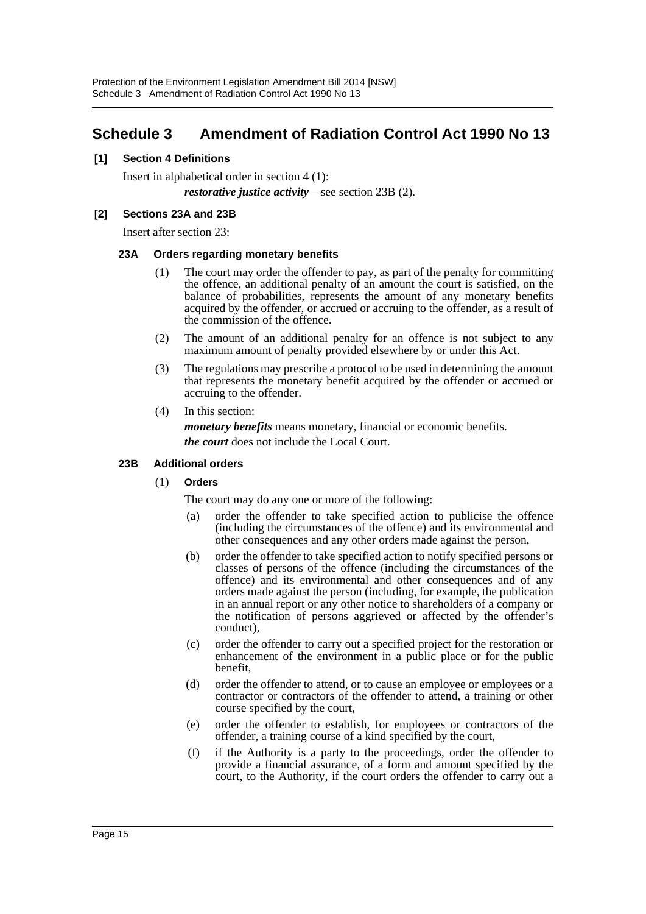# Schedule 3 Amendment of Radiation Control Act 1990 No 13

**[1] Section 4 Definitions**

Insert in alphabetical order in section 4 (1):

***restorative justice activity***—see section 23B (2).

**[2] Sections 23A and 23B**

Insert after section 23:

**23A Orders regarding monetary benefits**

(1) The court may order the offender to pay, as part of the penalty for committing the offence, an additional penalty of an amount the court is satisfied, on the balance of probabilities, represents the amount of any monetary benefits acquired by the offender, or accrued or accruing to the offender, as a result of the commission of the offence.

(2) The amount of an additional penalty for an offence is not subject to any maximum amount of penalty provided elsewhere by or under this Act.

(3) The regulations may prescribe a protocol to be used in determining the amount that represents the monetary benefit acquired by the offender or accrued or accruing to the offender.

(4) In this section:

***monetary benefits*** means monetary, financial or economic benefits.

***the court*** does not include the Local Court.

**23B Additional orders**

(1) **Orders**

The court may do any one or more of the following:

(a) order the offender to take specified action to publicise the offence (including the circumstances of the offence) and its environmental and other consequences and any other orders made against the person,

(b) order the offender to take specified action to notify specified persons or classes of persons of the offence (including the circumstances of the offence) and its environmental and other consequences and of any orders made against the person (including, for example, the publication in an annual report or any other notice to shareholders of a company or the notification of persons aggrieved or affected by the offender's conduct),

(c) order the offender to carry out a specified project for the restoration or enhancement of the environment in a public place or for the public benefit,

(d) order the offender to attend, or to cause an employee or employees or a contractor or contractors of the offender to attend, a training or other course specified by the court,

(e) order the offender to establish, for employees or contractors of the offender, a training course of a kind specified by the court,

(f) if the Authority is a party to the proceedings, order the offender to provide a financial assurance, of a form and amount specified by the court, to the Authority, if the court orders the offender to carry out a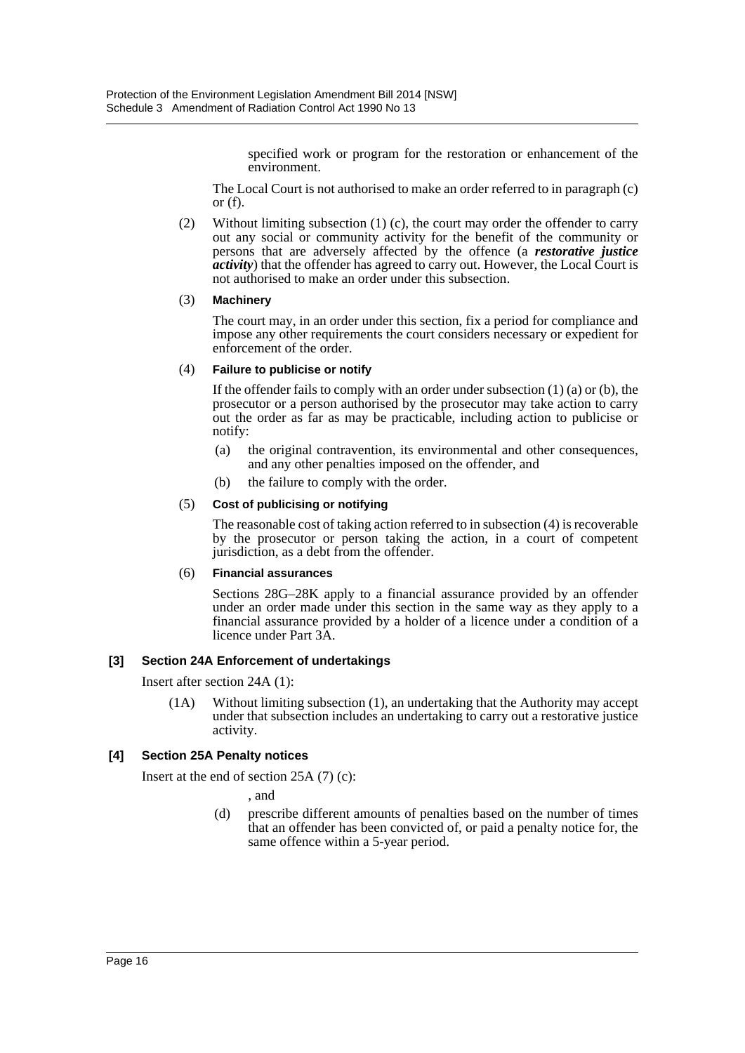specified work or program for the restoration or enhancement of the environment.

The Local Court is not authorised to make an order referred to in paragraph (c) or (f).

(2) Without limiting subsection (1) (c), the court may order the offender to carry out any social or community activity for the benefit of the community or persons that are adversely affected by the offence (a ***restorative justice activity***) that the offender has agreed to carry out. However, the Local Court is not authorised to make an order under this subsection.

(3) **Machinery**

The court may, in an order under this section, fix a period for compliance and impose any other requirements the court considers necessary or expedient for enforcement of the order.

(4) **Failure to publicise or notify**

If the offender fails to comply with an order under subsection (1) (a) or (b), the prosecutor or a person authorised by the prosecutor may take action to carry out the order as far as may be practicable, including action to publicise or notify:

- (a) the original contravention, its environmental and other consequences, and any other penalties imposed on the offender, and
- (b) the failure to comply with the order.

(5) **Cost of publicising or notifying**

The reasonable cost of taking action referred to in subsection (4) is recoverable by the prosecutor or person taking the action, in a court of competent jurisdiction, as a debt from the offender.

(6) **Financial assurances**

Sections 28G–28K apply to a financial assurance provided by an offender under an order made under this section in the same way as they apply to a financial assurance provided by a holder of a licence under a condition of a licence under Part 3A.

**[3] Section 24A Enforcement of undertakings**

Insert after section 24A (1):

(1A) Without limiting subsection (1), an undertaking that the Authority may accept under that subsection includes an undertaking to carry out a restorative justice activity.

**[4] Section 25A Penalty notices**

Insert at the end of section 25A (7) (c):

, and

(d) prescribe different amounts of penalties based on the number of times that an offender has been convicted of, or paid a penalty notice for, the same offence within a 5-year period.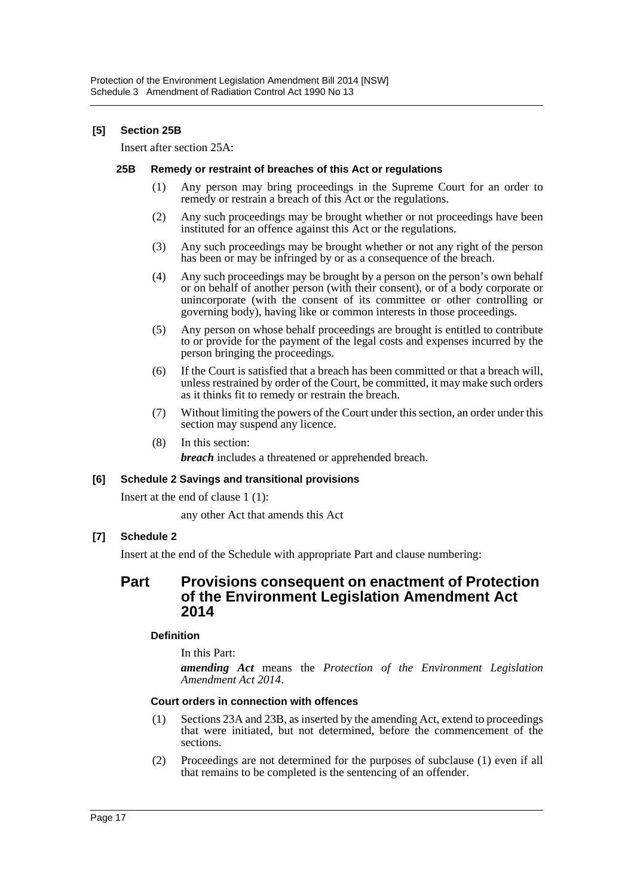**[5] Section 25B**

Insert after section 25A:

**25B Remedy or restraint of breaches of this Act or regulations**

(1) Any person may bring proceedings in the Supreme Court for an order to remedy or restrain a breach of this Act or the regulations.

(2) Any such proceedings may be brought whether or not proceedings have been instituted for an offence against this Act or the regulations.

(3) Any such proceedings may be brought whether or not any right of the person has been or may be infringed by or as a consequence of the breach.

(4) Any such proceedings may be brought by a person on the person's own behalf or on behalf of another person (with their consent), or of a body corporate or unincorporate (with the consent of its committee or other controlling or governing body), having like or common interests in those proceedings.

(5) Any person on whose behalf proceedings are brought is entitled to contribute to or provide for the payment of the legal costs and expenses incurred by the person bringing the proceedings.

(6) If the Court is satisfied that a breach has been committed or that a breach will, unless restrained by order of the Court, be committed, it may make such orders as it thinks fit to remedy or restrain the breach.

(7) Without limiting the powers of the Court under this section, an order under this section may suspend any licence.

(8) In this section:

***breach*** includes a threatened or apprehended breach.

**[6] Schedule 2 Savings and transitional provisions**

Insert at the end of clause 1 (1):

any other Act that amends this Act

**[7] Schedule 2**

Insert at the end of the Schedule with appropriate Part and clause numbering:

## Part Provisions consequent on enactment of Protection of the Environment Legislation Amendment Act 2014

**Definition**

In this Part:

***amending Act*** means the *Protection of the Environment Legislation Amendment Act 2014*.

**Court orders in connection with offences**

(1) Sections 23A and 23B, as inserted by the amending Act, extend to proceedings that were initiated, but not determined, before the commencement of the sections.

(2) Proceedings are not determined for the purposes of subclause (1) even if all that remains to be completed is the sentencing of an offender.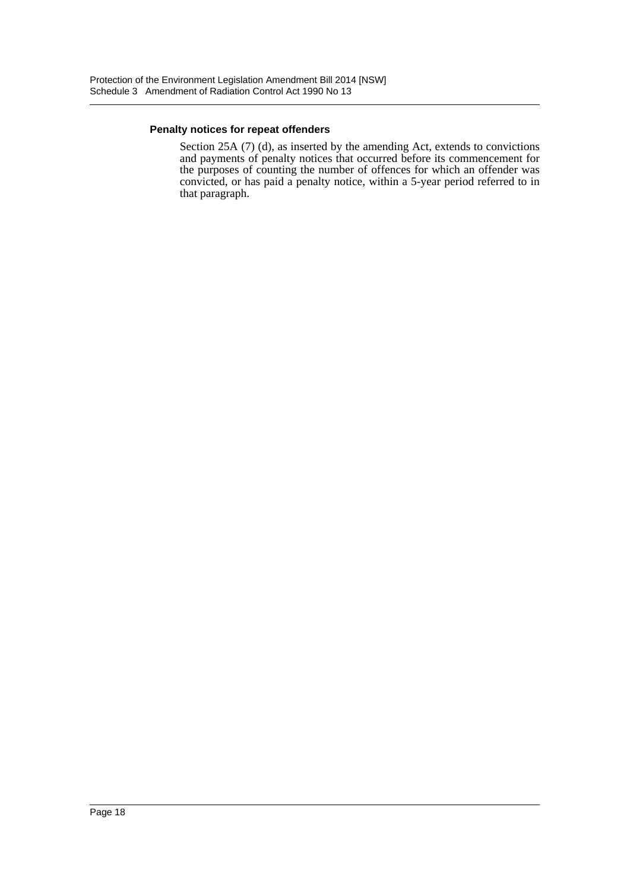#### Penalty notices for repeat offenders

Section 25A (7) (d), as inserted by the amending Act, extends to convictions and payments of penalty notices that occurred before its commencement for the purposes of counting the number of offences for which an offender was convicted, or has paid a penalty notice, within a 5-year period referred to in that paragraph.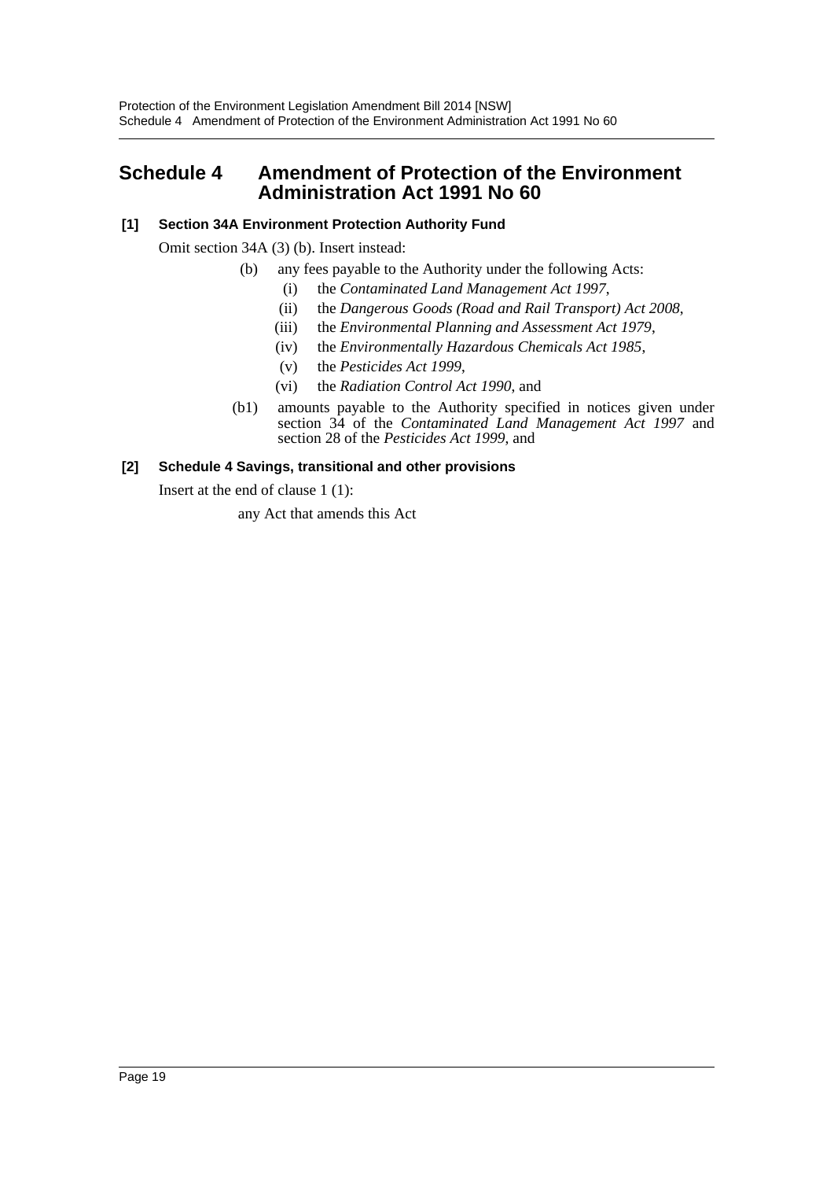## Schedule 4 Amendment of Protection of the Environment Administration Act 1991 No 60

### [1] Section 34A Environment Protection Authority Fund

Omit section 34A (3) (b). Insert instead:

(b) any fees payable to the Authority under the following Acts:

(i) the *Contaminated Land Management Act 1997*,

(ii) the *Dangerous Goods (Road and Rail Transport) Act 2008*,

(iii) the *Environmental Planning and Assessment Act 1979*,

(iv) the *Environmentally Hazardous Chemicals Act 1985*,

(v) the *Pesticides Act 1999*,

(vi) the *Radiation Control Act 1990*, and

(b1) amounts payable to the Authority specified in notices given under section 34 of the *Contaminated Land Management Act 1997* and section 28 of the *Pesticides Act 1999*, and

### [2] Schedule 4 Savings, transitional and other provisions

Insert at the end of clause 1 (1):

any Act that amends this Act